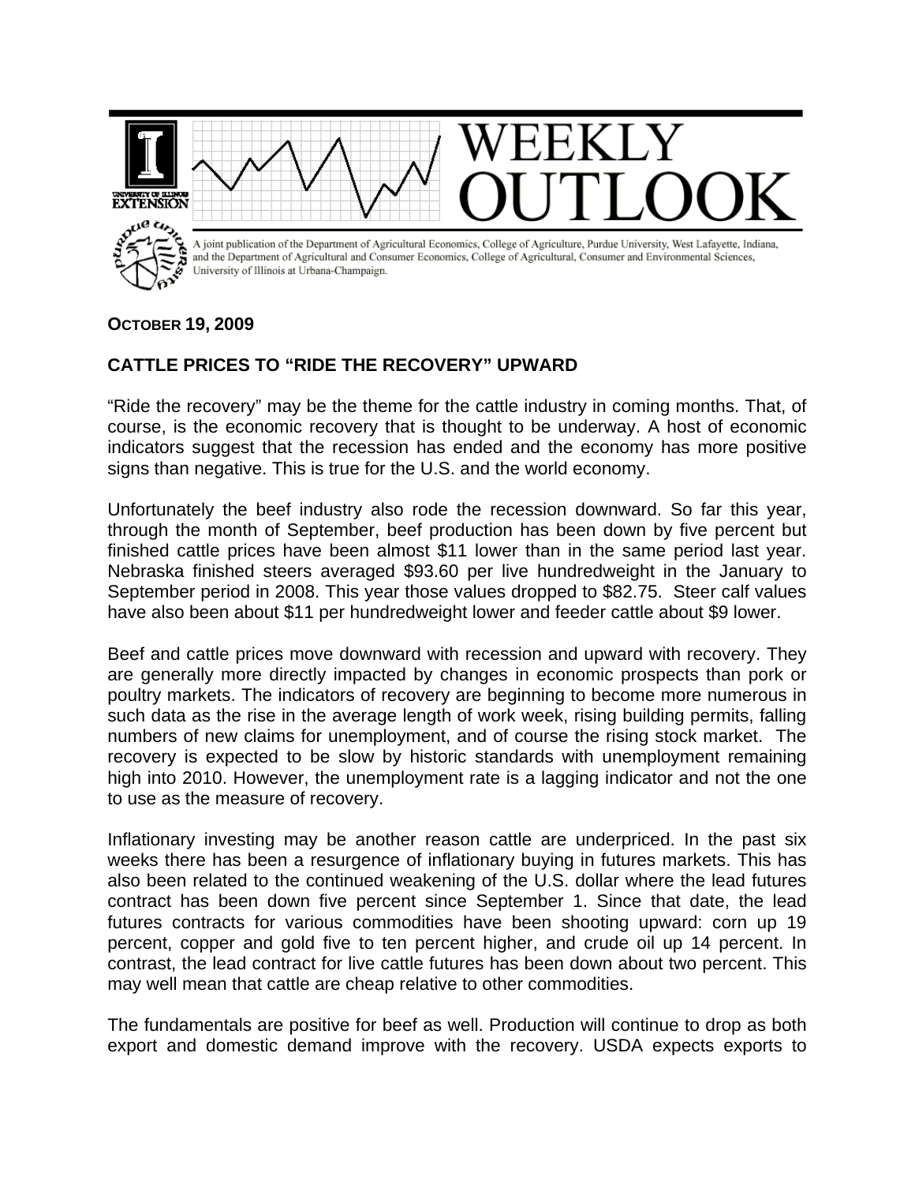# WEEKLY OUTLOOK

A joint publication of the Department of Agricultural Economics, College of Agriculture, Purdue University, West Lafayette, Indiana, and the Department of Agricultural and Consumer Economics, College of Agricultural, Consumer and Environmental Sciences, University of Illinois at Urbana-Champaign.

**OCTOBER 19, 2009**

## CATTLE PRICES TO "RIDE THE RECOVERY" UPWARD

"Ride the recovery" may be the theme for the cattle industry in coming months. That, of course, is the economic recovery that is thought to be underway. A host of economic indicators suggest that the recession has ended and the economy has more positive signs than negative. This is true for the U.S. and the world economy.

Unfortunately the beef industry also rode the recession downward. So far this year, through the month of September, beef production has been down by five percent but finished cattle prices have been almost $11 lower than in the same period last year. Nebraska finished steers averaged $93.60 per live hundredweight in the January to September period in 2008. This year those values dropped to $82.75. Steer calf values have also been about $11 per hundredweight lower and feeder cattle about $9 lower.

Beef and cattle prices move downward with recession and upward with recovery. They are generally more directly impacted by changes in economic prospects than pork or poultry markets. The indicators of recovery are beginning to become more numerous in such data as the rise in the average length of work week, rising building permits, falling numbers of new claims for unemployment, and of course the rising stock market. The recovery is expected to be slow by historic standards with unemployment remaining high into 2010. However, the unemployment rate is a lagging indicator and not the one to use as the measure of recovery.

Inflationary investing may be another reason cattle are underpriced. In the past six weeks there has been a resurgence of inflationary buying in futures markets. This has also been related to the continued weakening of the U.S. dollar where the lead futures contract has been down five percent since September 1. Since that date, the lead futures contracts for various commodities have been shooting upward: corn up 19 percent, copper and gold five to ten percent higher, and crude oil up 14 percent. In contrast, the lead contract for live cattle futures has been down about two percent. This may well mean that cattle are cheap relative to other commodities.

The fundamentals are positive for beef as well. Production will continue to drop as both export and domestic demand improve with the recovery. USDA expects exports to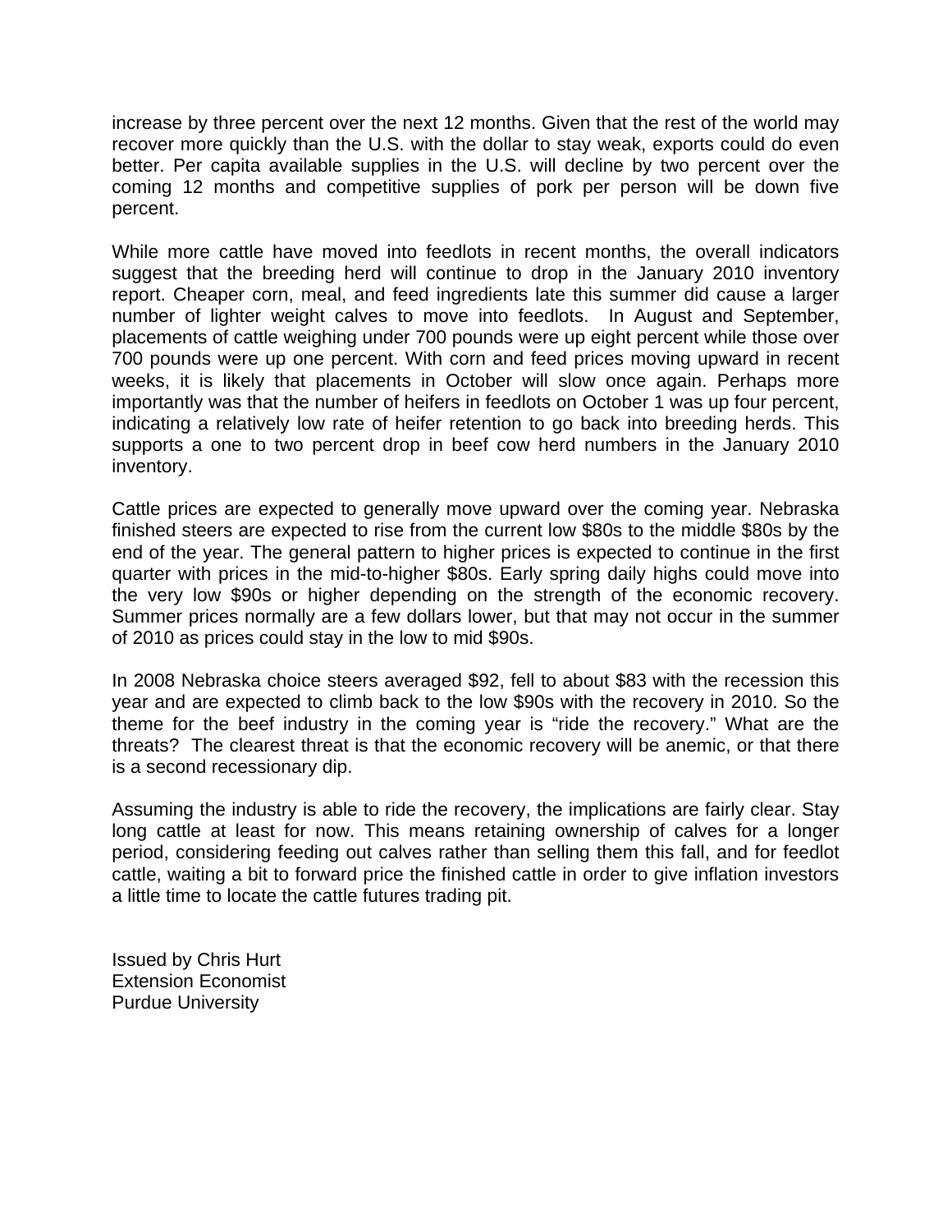increase by three percent over the next 12 months. Given that the rest of the world may recover more quickly than the U.S. with the dollar to stay weak, exports could do even better. Per capita available supplies in the U.S. will decline by two percent over the coming 12 months and competitive supplies of pork per person will be down five percent.

While more cattle have moved into feedlots in recent months, the overall indicators suggest that the breeding herd will continue to drop in the January 2010 inventory report. Cheaper corn, meal, and feed ingredients late this summer did cause a larger number of lighter weight calves to move into feedlots. In August and September, placements of cattle weighing under 700 pounds were up eight percent while those over 700 pounds were up one percent. With corn and feed prices moving upward in recent weeks, it is likely that placements in October will slow once again. Perhaps more importantly was that the number of heifers in feedlots on October 1 was up four percent, indicating a relatively low rate of heifer retention to go back into breeding herds. This supports a one to two percent drop in beef cow herd numbers in the January 2010 inventory.

Cattle prices are expected to generally move upward over the coming year. Nebraska finished steers are expected to rise from the current low $80s to the middle $80s by the end of the year. The general pattern to higher prices is expected to continue in the first quarter with prices in the mid-to-higher $80s. Early spring daily highs could move into the very low $90s or higher depending on the strength of the economic recovery. Summer prices normally are a few dollars lower, but that may not occur in the summer of 2010 as prices could stay in the low to mid $90s.

In 2008 Nebraska choice steers averaged $92, fell to about $83 with the recession this year and are expected to climb back to the low $90s with the recovery in 2010. So the theme for the beef industry in the coming year is “ride the recovery.” What are the threats? The clearest threat is that the economic recovery will be anemic, or that there is a second recessionary dip.

Assuming the industry is able to ride the recovery, the implications are fairly clear. Stay long cattle at least for now. This means retaining ownership of calves for a longer period, considering feeding out calves rather than selling them this fall, and for feedlot cattle, waiting a bit to forward price the finished cattle in order to give inflation investors a little time to locate the cattle futures trading pit.

Issued by Chris Hurt  
Extension Economist  
Purdue University